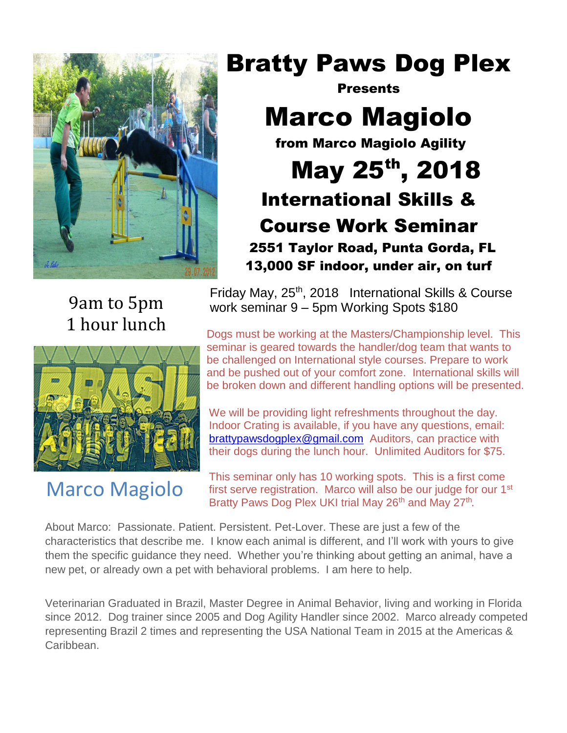# Bratty Paws Dog Plex

**Presents**

# Marco Magiolo

**from Marco Magiolo Agility**

## May 25th, 2018

## International Skills & Course Work Seminar

**2551 Taylor Road, Punta Gorda, FL**

**13,000 SF indoor, under air, on turf**

9am to 5pm
1 hour lunch

Friday May, 25th, 2018 International Skills & Course work seminar 9 – 5pm Working Spots $180

Dogs must be working at the Masters/Championship level. This seminar is geared towards the handler/dog team that wants to be challenged on International style courses. Prepare to work and be pushed out of your comfort zone. International skills will be broken down and different handling options will be presented.

We will be providing light refreshments throughout the day. Indoor Crating is available, if you have any questions, email: brattypawsdogplex@gmail.com Auditors, can practice with their dogs during the lunch hour. Unlimited Auditors for $75.

Marco Magiolo

This seminar only has 10 working spots. This is a first come first serve registration. Marco will also be our judge for our 1st Bratty Paws Dog Plex UKI trial May 26th and May 27th.

About Marco: Passionate. Patient. Persistent. Pet-Lover. These are just a few of the characteristics that describe me. I know each animal is different, and I'll work with yours to give them the specific guidance they need. Whether you're thinking about getting an animal, have a new pet, or already own a pet with behavioral problems. I am here to help.

Veterinarian Graduated in Brazil, Master Degree in Animal Behavior, living and working in Florida since 2012. Dog trainer since 2005 and Dog Agility Handler since 2002. Marco already competed representing Brazil 2 times and representing the USA National Team in 2015 at the Americas & Caribbean.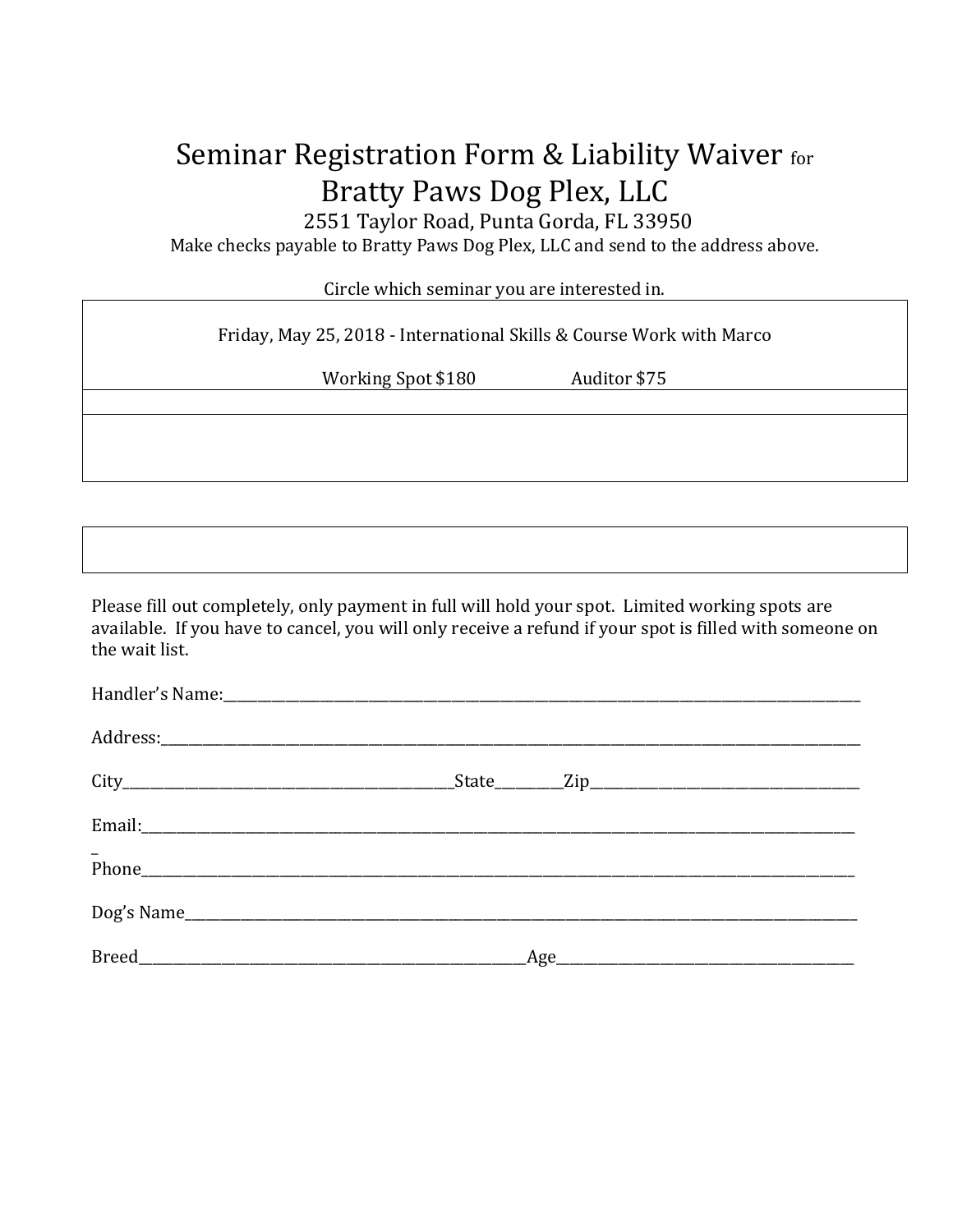# Seminar Registration Form & Liability Waiver for Bratty Paws Dog Plex, LLC

2551 Taylor Road, Punta Gorda, FL 33950

Make checks payable to Bratty Paws Dog Plex, LLC and send to the address above.

Circle which seminar you are interested in.

| Friday, May 25, 2018 - International Skills & Course Work with Marco<br><br>Working Spot $180 Auditor $75 |
|---|
| |
| |

Please fill out completely, only payment in full will hold your spot. Limited working spots are available. If you have to cancel, you will only receive a refund if your spot is filled with someone on the wait list.

Handler's Name:______________________________________________

Address:______________________________________________

City________________________State_________Zip____________________

Email:______________________________________________

Phone______________________________________________

Dog's Name______________________________________________

Breed____________________________Age____________________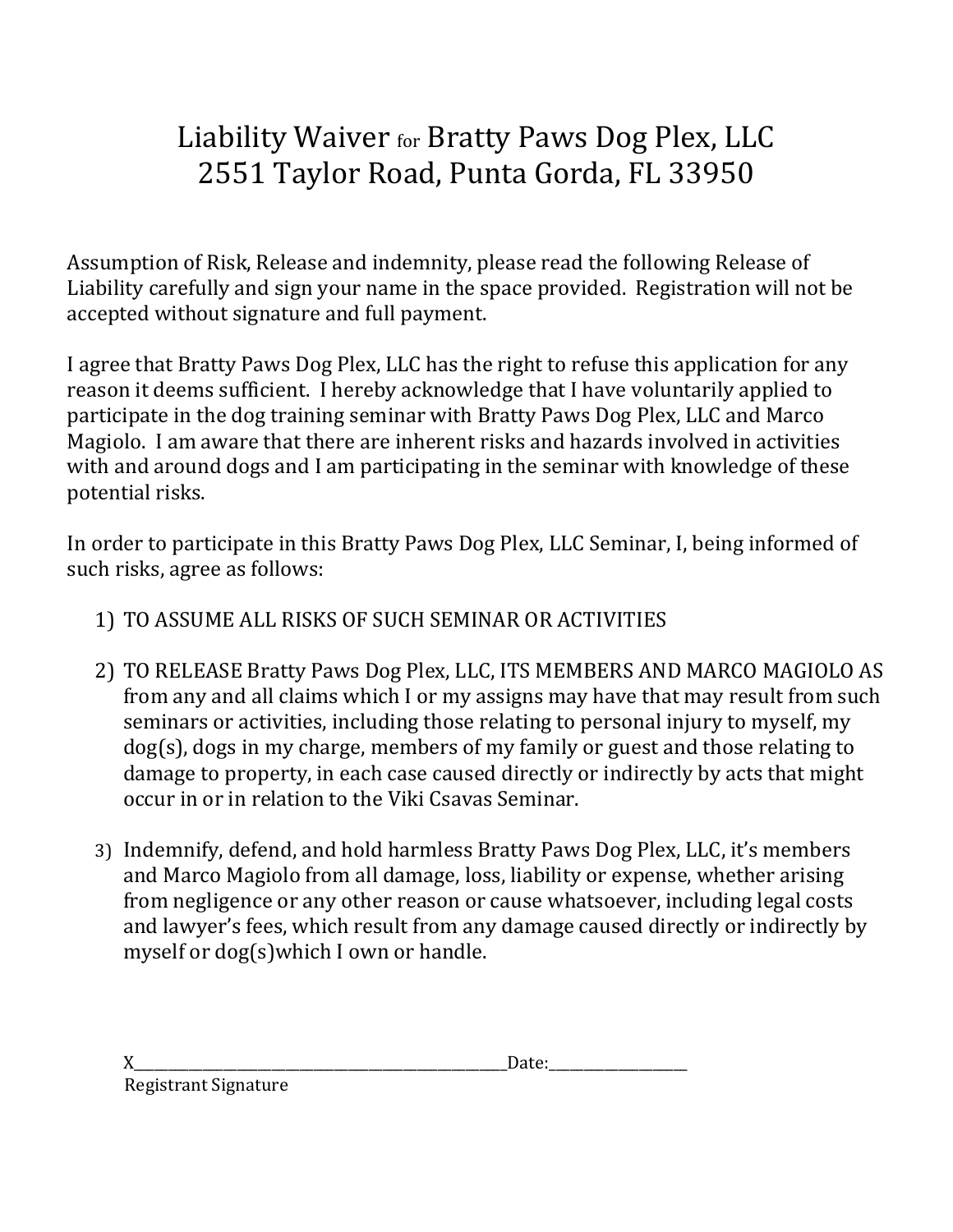# Liability Waiver for Bratty Paws Dog Plex, LLC
# 2551 Taylor Road, Punta Gorda, FL 33950

Assumption of Risk, Release and indemnity, please read the following Release of Liability carefully and sign your name in the space provided. Registration will not be accepted without signature and full payment.

I agree that Bratty Paws Dog Plex, LLC has the right to refuse this application for any reason it deems sufficient. I hereby acknowledge that I have voluntarily applied to participate in the dog training seminar with Bratty Paws Dog Plex, LLC and Marco Magiolo. I am aware that there are inherent risks and hazards involved in activities with and around dogs and I am participating in the seminar with knowledge of these potential risks.

In order to participate in this Bratty Paws Dog Plex, LLC Seminar, I, being informed of such risks, agree as follows:

1) TO ASSUME ALL RISKS OF SUCH SEMINAR OR ACTIVITIES

2) TO RELEASE Bratty Paws Dog Plex, LLC, ITS MEMBERS AND MARCO MAGIOLO AS from any and all claims which I or my assigns may have that may result from such seminars or activities, including those relating to personal injury to myself, my dog(s), dogs in my charge, members of my family or guest and those relating to damage to property, in each case caused directly or indirectly by acts that might occur in or in relation to the Viki Csavas Seminar.

3) Indemnify, defend, and hold harmless Bratty Paws Dog Plex, LLC, it's members and Marco Magiolo from all damage, loss, liability or expense, whether arising from negligence or any other reason or cause whatsoever, including legal costs and lawyer's fees, which result from any damage caused directly or indirectly by myself or dog(s)which I own or handle.

X\_\_\_\_\_\_\_\_\_\_\_\_\_\_\_\_\_\_\_\_\_\_\_\_\_\_\_\_\_\_\_\_\_\_\_\_\_\_\_\_\_\_\_\_ Date:\_\_\_\_\_\_\_\_\_\_\_\_\_\_\_\_\_\_
Registrant Signature